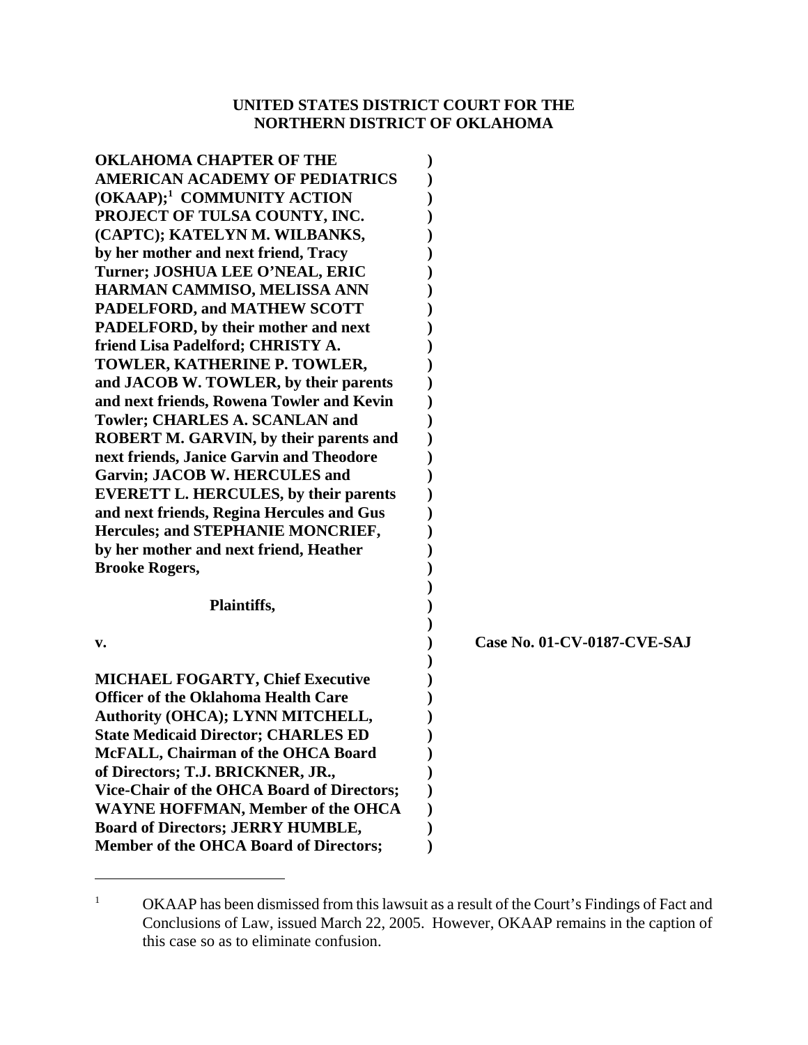**UNITED STATES DISTRICT COURT FOR THE NORTHERN DISTRICT OF OKLAHOMA**

**OKLAHOMA CHAPTER OF THE AMERICAN ACADEMY OF PEDIATRICS (OKAAP);[1] COMMUNITY ACTION PROJECT OF TULSA COUNTY, INC. (CAPTC); KATELYN M. WILBANKS, by her mother and next friend, Tracy Turner; JOSHUA LEE O'NEAL, ERIC HARMAN CAMMISO, MELISSA ANN PADELFORD, and MATHEW SCOTT PADELFORD, by their mother and next friend Lisa Padelford; CHRISTY A. TOWLER, KATHERINE P. TOWLER, and JACOB W. TOWLER, by their parents and next friends, Rowena Towler and Kevin Towler; CHARLES A. SCANLAN and ROBERT M. GARVIN, by their parents and next friends, Janice Garvin and Theodore Garvin; JACOB W. HERCULES and EVERETT L. HERCULES, by their parents and next friends, Regina Hercules and Gus Hercules; and STEPHANIE MONCRIEF, by her mother and next friend, Heather Brooke Rogers,**

**Plaintiffs,**

**v.** **Case No. 01-CV-0187-CVE-SAJ**

**MICHAEL FOGARTY, Chief Executive Officer of the Oklahoma Health Care Authority (OHCA); LYNN MITCHELL, State Medicaid Director; CHARLES ED McFALL, Chairman of the OHCA Board of Directors; T.J. BRICKNER, JR., Vice-Chair of the OHCA Board of Directors; WAYNE HOFFMAN, Member of the OHCA Board of Directors; JERRY HUMBLE, Member of the OHCA Board of Directors;**

---

[1] OKAAP has been dismissed from this lawsuit as a result of the Court's Findings of Fact and Conclusions of Law, issued March 22, 2005. However, OKAAP remains in the caption of this case so as to eliminate confusion.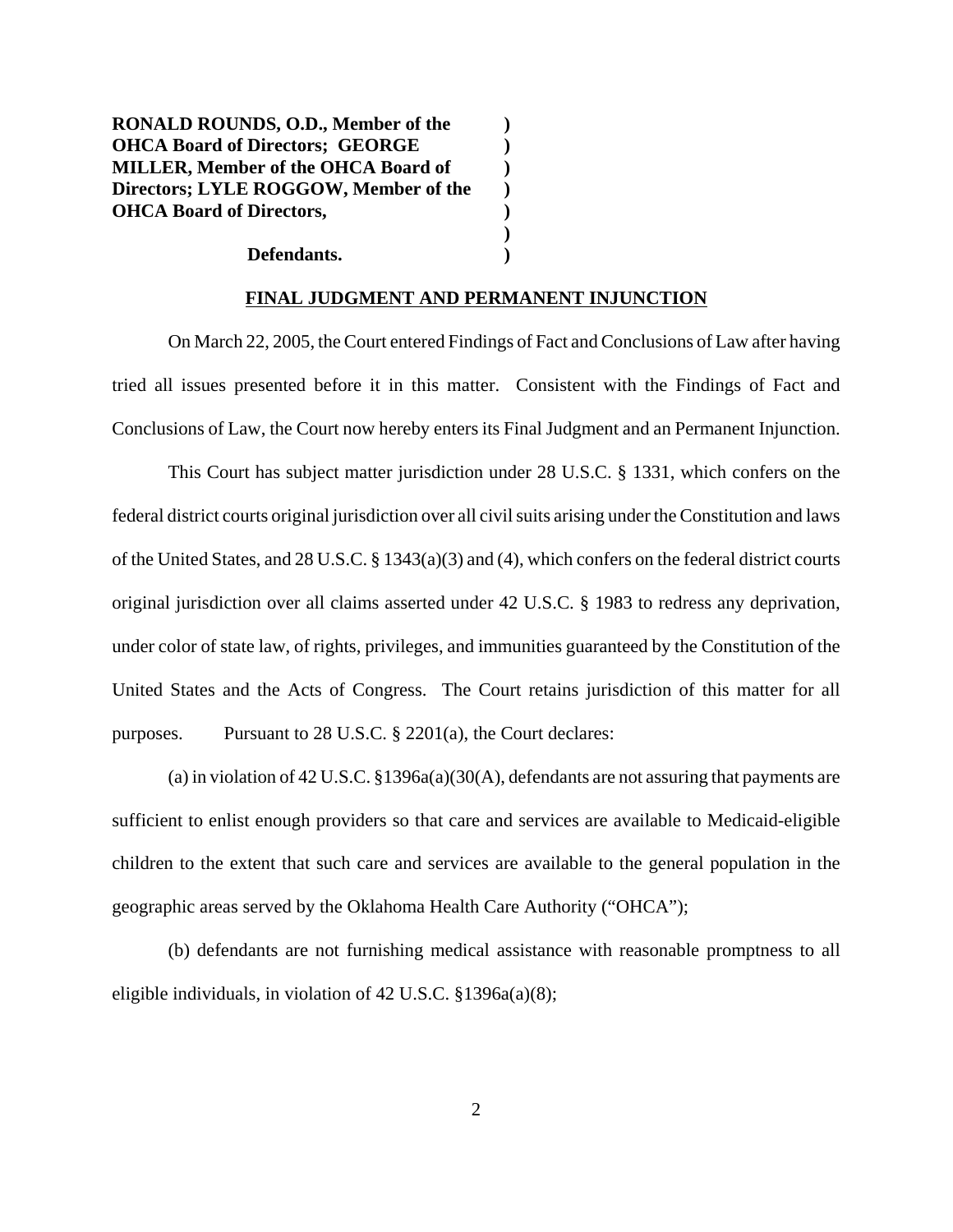**RONALD ROUNDS, O.D., Member of the OHCA Board of Directors; GEORGE MILLER, Member of the OHCA Board of Directors; LYLE ROGGOW, Member of the OHCA Board of Directors,**

**Defendants.**

## FINAL JUDGMENT AND PERMANENT INJUNCTION

On March 22, 2005, the Court entered Findings of Fact and Conclusions of Law after having tried all issues presented before it in this matter. Consistent with the Findings of Fact and Conclusions of Law, the Court now hereby enters its Final Judgment and an Permanent Injunction.

This Court has subject matter jurisdiction under 28 U.S.C. § 1331, which confers on the federal district courts original jurisdiction over all civil suits arising under the Constitution and laws of the United States, and 28 U.S.C. § 1343(a)(3) and (4), which confers on the federal district courts original jurisdiction over all claims asserted under 42 U.S.C. § 1983 to redress any deprivation, under color of state law, of rights, privileges, and immunities guaranteed by the Constitution of the United States and the Acts of Congress. The Court retains jurisdiction of this matter for all purposes. Pursuant to 28 U.S.C. § 2201(a), the Court declares:

(a) in violation of 42 U.S.C. §1396a(a)(30(A), defendants are not assuring that payments are sufficient to enlist enough providers so that care and services are available to Medicaid-eligible children to the extent that such care and services are available to the general population in the geographic areas served by the Oklahoma Health Care Authority ("OHCA");

(b) defendants are not furnishing medical assistance with reasonable promptness to all eligible individuals, in violation of 42 U.S.C. §1396a(a)(8);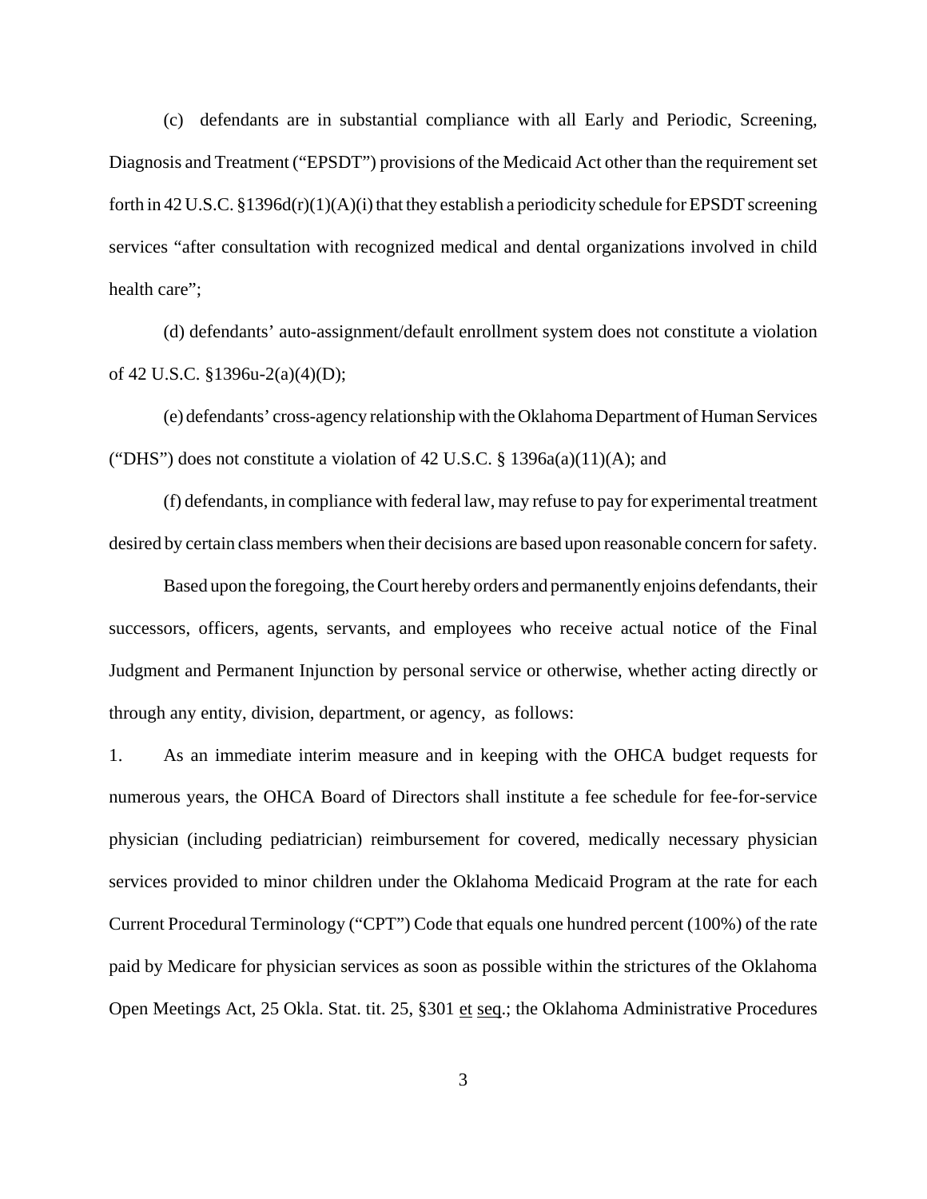(c) defendants are in substantial compliance with all Early and Periodic, Screening, Diagnosis and Treatment ("EPSDT") provisions of the Medicaid Act other than the requirement set forth in 42 U.S.C. §1396d(r)(1)(A)(i) that they establish a periodicity schedule for EPSDT screening services "after consultation with recognized medical and dental organizations involved in child health care";

(d) defendants' auto-assignment/default enrollment system does not constitute a violation of 42 U.S.C. §1396u-2(a)(4)(D);

(e) defendants' cross-agency relationship with the Oklahoma Department of Human Services ("DHS") does not constitute a violation of 42 U.S.C. § 1396a(a)(11)(A); and

(f) defendants, in compliance with federal law, may refuse to pay for experimental treatment desired by certain class members when their decisions are based upon reasonable concern for safety.

Based upon the foregoing, the Court hereby orders and permanently enjoins defendants, their successors, officers, agents, servants, and employees who receive actual notice of the Final Judgment and Permanent Injunction by personal service or otherwise, whether acting directly or through any entity, division, department, or agency, as follows:

1. As an immediate interim measure and in keeping with the OHCA budget requests for numerous years, the OHCA Board of Directors shall institute a fee schedule for fee-for-service physician (including pediatrician) reimbursement for covered, medically necessary physician services provided to minor children under the Oklahoma Medicaid Program at the rate for each Current Procedural Terminology ("CPT") Code that equals one hundred percent (100%) of the rate paid by Medicare for physician services as soon as possible within the strictures of the Oklahoma Open Meetings Act, 25 Okla. Stat. tit. 25, §301 et seq.; the Oklahoma Administrative Procedures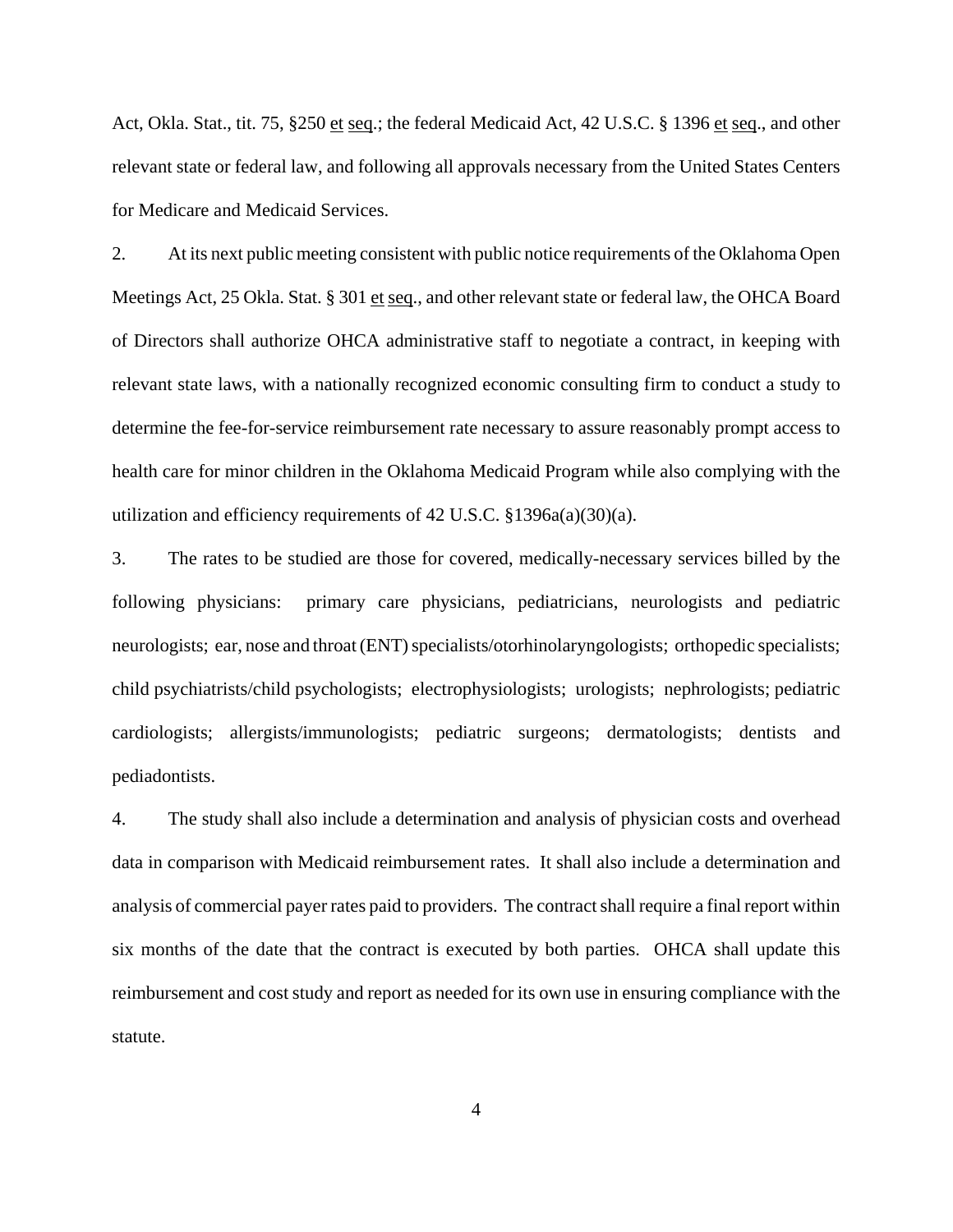Act, Okla. Stat., tit. 75, §250 et seq.; the federal Medicaid Act, 42 U.S.C. § 1396 et seq., and other relevant state or federal law, and following all approvals necessary from the United States Centers for Medicare and Medicaid Services.

2. At its next public meeting consistent with public notice requirements of the Oklahoma Open Meetings Act, 25 Okla. Stat. § 301 et seq., and other relevant state or federal law, the OHCA Board of Directors shall authorize OHCA administrative staff to negotiate a contract, in keeping with relevant state laws, with a nationally recognized economic consulting firm to conduct a study to determine the fee-for-service reimbursement rate necessary to assure reasonably prompt access to health care for minor children in the Oklahoma Medicaid Program while also complying with the utilization and efficiency requirements of 42 U.S.C. §1396a(a)(30)(a).

3. The rates to be studied are those for covered, medically-necessary services billed by the following physicians: primary care physicians, pediatricians, neurologists and pediatric neurologists; ear, nose and throat (ENT) specialists/otorhinolaryngologists; orthopedic specialists; child psychiatrists/child psychologists; electrophysiologists; urologists; nephrologists; pediatric cardiologists; allergists/immunologists; pediatric surgeons; dermatologists; dentists and pediadontists.

4. The study shall also include a determination and analysis of physician costs and overhead data in comparison with Medicaid reimbursement rates. It shall also include a determination and analysis of commercial payer rates paid to providers. The contract shall require a final report within six months of the date that the contract is executed by both parties. OHCA shall update this reimbursement and cost study and report as needed for its own use in ensuring compliance with the statute.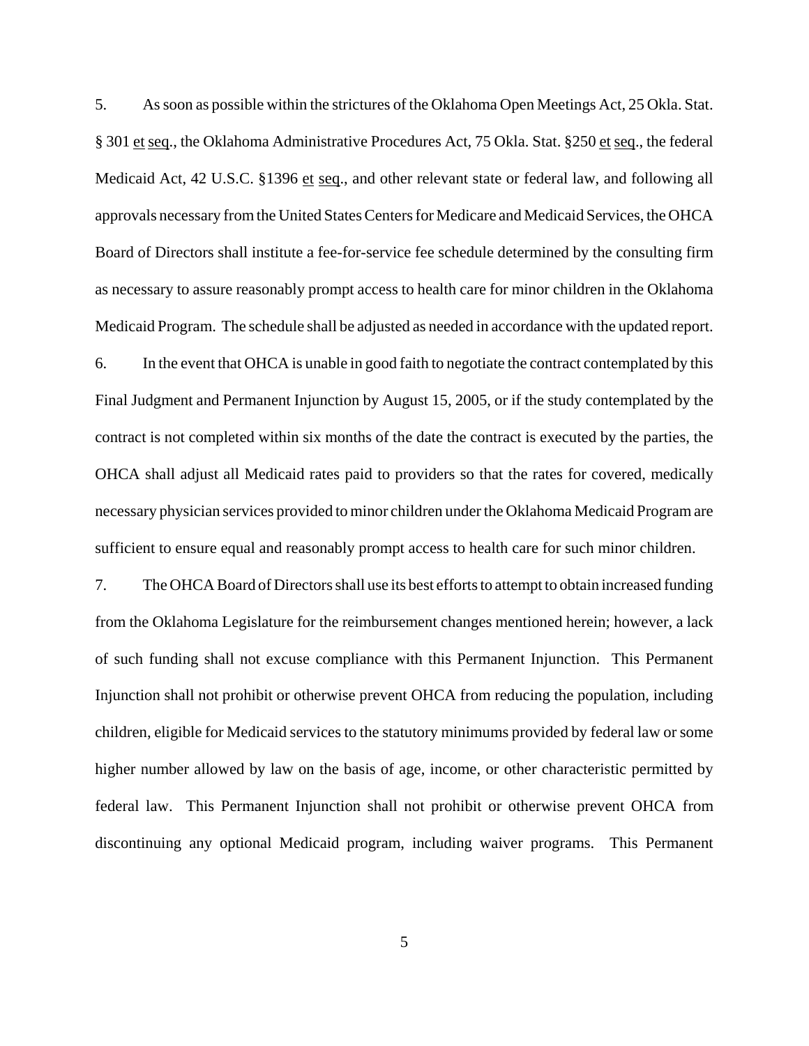5. As soon as possible within the strictures of the Oklahoma Open Meetings Act, 25 Okla. Stat. § 301 et seq., the Oklahoma Administrative Procedures Act, 75 Okla. Stat. §250 et seq., the federal Medicaid Act, 42 U.S.C. §1396 et seq., and other relevant state or federal law, and following all approvals necessary from the United States Centers for Medicare and Medicaid Services, the OHCA Board of Directors shall institute a fee-for-service fee schedule determined by the consulting firm as necessary to assure reasonably prompt access to health care for minor children in the Oklahoma Medicaid Program. The schedule shall be adjusted as needed in accordance with the updated report.

6. In the event that OHCA is unable in good faith to negotiate the contract contemplated by this Final Judgment and Permanent Injunction by August 15, 2005, or if the study contemplated by the contract is not completed within six months of the date the contract is executed by the parties, the OHCA shall adjust all Medicaid rates paid to providers so that the rates for covered, medically necessary physician services provided to minor children under the Oklahoma Medicaid Program are sufficient to ensure equal and reasonably prompt access to health care for such minor children.

7. The OHCA Board of Directors shall use its best efforts to attempt to obtain increased funding from the Oklahoma Legislature for the reimbursement changes mentioned herein; however, a lack of such funding shall not excuse compliance with this Permanent Injunction. This Permanent Injunction shall not prohibit or otherwise prevent OHCA from reducing the population, including children, eligible for Medicaid services to the statutory minimums provided by federal law or some higher number allowed by law on the basis of age, income, or other characteristic permitted by federal law. This Permanent Injunction shall not prohibit or otherwise prevent OHCA from discontinuing any optional Medicaid program, including waiver programs. This Permanent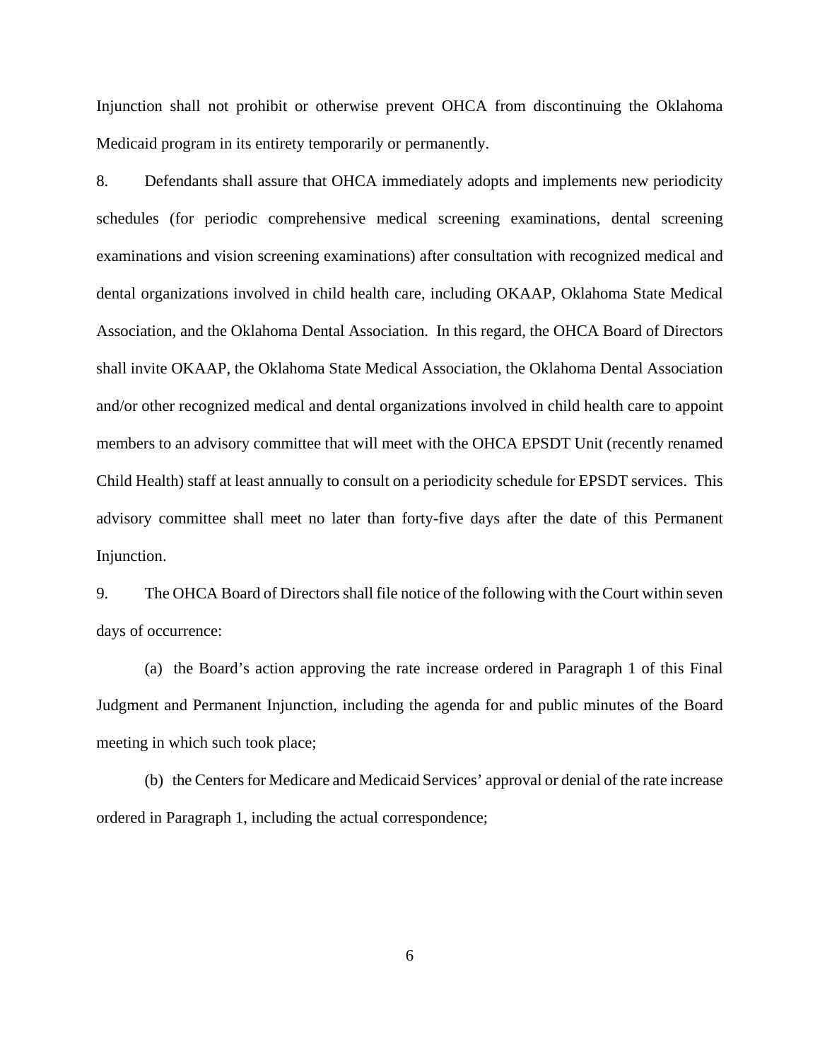Injunction shall not prohibit or otherwise prevent OHCA from discontinuing the Oklahoma Medicaid program in its entirety temporarily or permanently.

8. Defendants shall assure that OHCA immediately adopts and implements new periodicity schedules (for periodic comprehensive medical screening examinations, dental screening examinations and vision screening examinations) after consultation with recognized medical and dental organizations involved in child health care, including OKAAP, Oklahoma State Medical Association, and the Oklahoma Dental Association. In this regard, the OHCA Board of Directors shall invite OKAAP, the Oklahoma State Medical Association, the Oklahoma Dental Association and/or other recognized medical and dental organizations involved in child health care to appoint members to an advisory committee that will meet with the OHCA EPSDT Unit (recently renamed Child Health) staff at least annually to consult on a periodicity schedule for EPSDT services. This advisory committee shall meet no later than forty-five days after the date of this Permanent Injunction.

9. The OHCA Board of Directors shall file notice of the following with the Court within seven days of occurrence:

(a) the Board's action approving the rate increase ordered in Paragraph 1 of this Final Judgment and Permanent Injunction, including the agenda for and public minutes of the Board meeting in which such took place;

(b) the Centers for Medicare and Medicaid Services' approval or denial of the rate increase ordered in Paragraph 1, including the actual correspondence;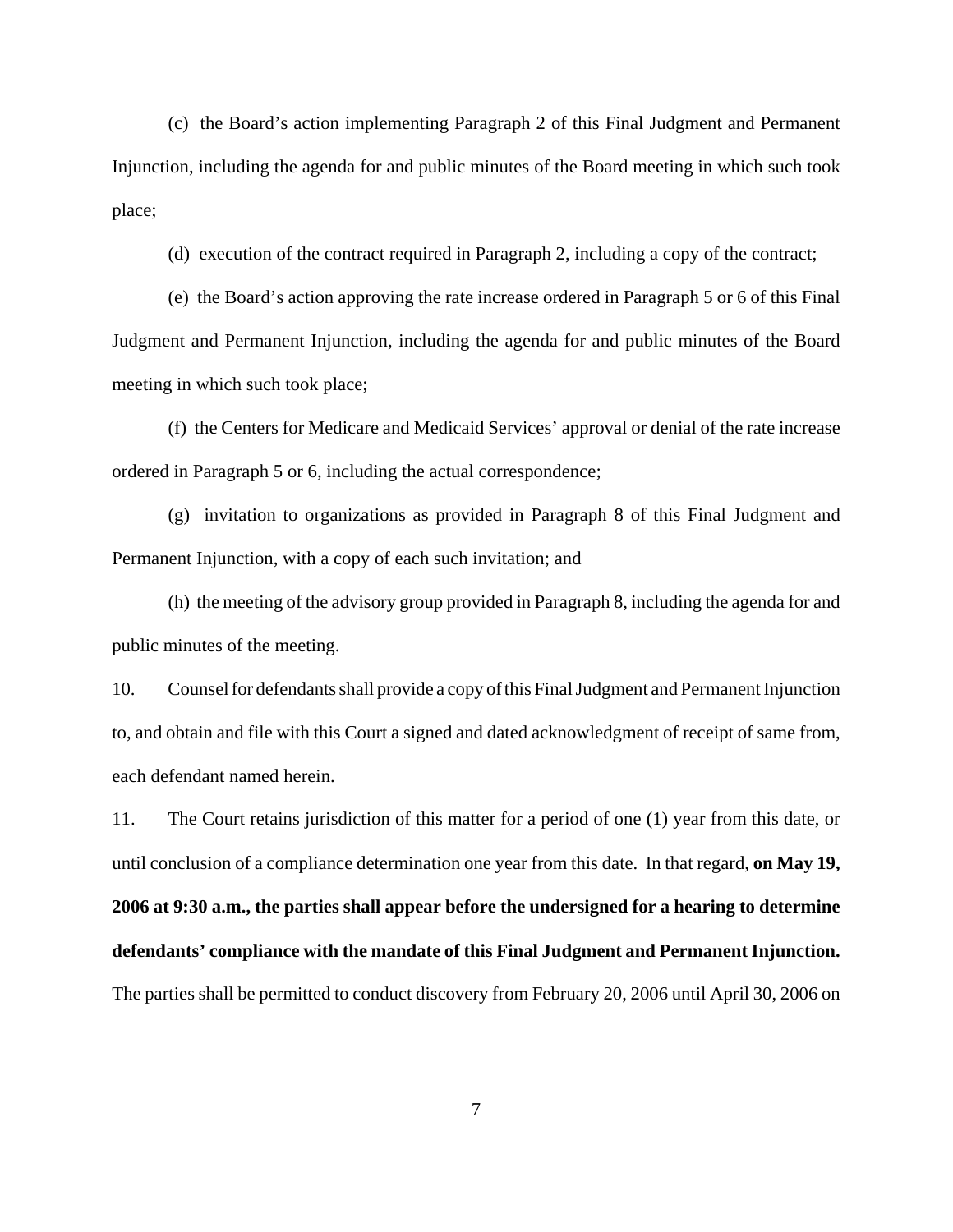(c) the Board's action implementing Paragraph 2 of this Final Judgment and Permanent Injunction, including the agenda for and public minutes of the Board meeting in which such took place;

(d) execution of the contract required in Paragraph 2, including a copy of the contract;

(e) the Board's action approving the rate increase ordered in Paragraph 5 or 6 of this Final Judgment and Permanent Injunction, including the agenda for and public minutes of the Board meeting in which such took place;

(f) the Centers for Medicare and Medicaid Services' approval or denial of the rate increase ordered in Paragraph 5 or 6, including the actual correspondence;

(g) invitation to organizations as provided in Paragraph 8 of this Final Judgment and Permanent Injunction, with a copy of each such invitation; and

(h) the meeting of the advisory group provided in Paragraph 8, including the agenda for and public minutes of the meeting.

10. Counsel for defendants shall provide a copy of this Final Judgment and Permanent Injunction to, and obtain and file with this Court a signed and dated acknowledgment of receipt of same from, each defendant named herein.

11. The Court retains jurisdiction of this matter for a period of one (1) year from this date, or until conclusion of a compliance determination one year from this date. In that regard, **on May 19, 2006 at 9:30 a.m., the parties shall appear before the undersigned for a hearing to determine defendants' compliance with the mandate of this Final Judgment and Permanent Injunction.** The parties shall be permitted to conduct discovery from February 20, 2006 until April 30, 2006 on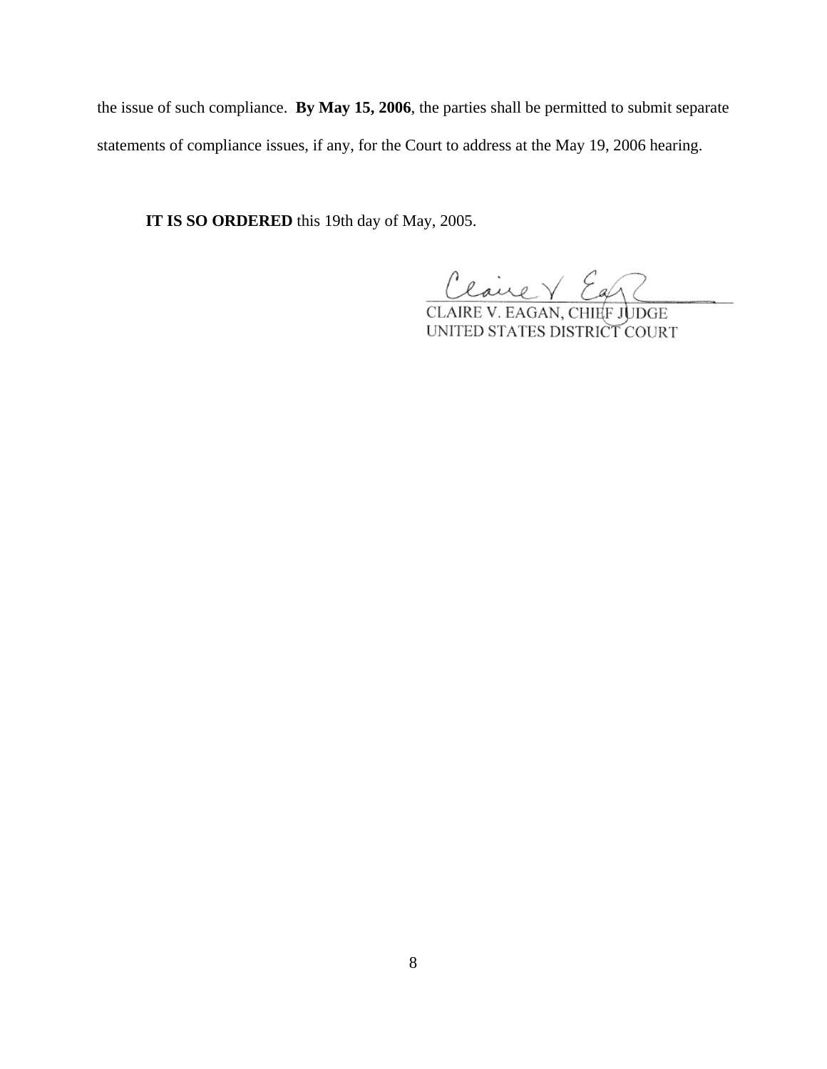the issue of such compliance. **By May 15, 2006**, the parties shall be permitted to submit separate statements of compliance issues, if any, for the Court to address at the May 19, 2006 hearing.

**IT IS SO ORDERED** this 19th day of May, 2005.

CLAIRE V. EAGAN, CHIEF JUDGE
UNITED STATES DISTRICT COURT